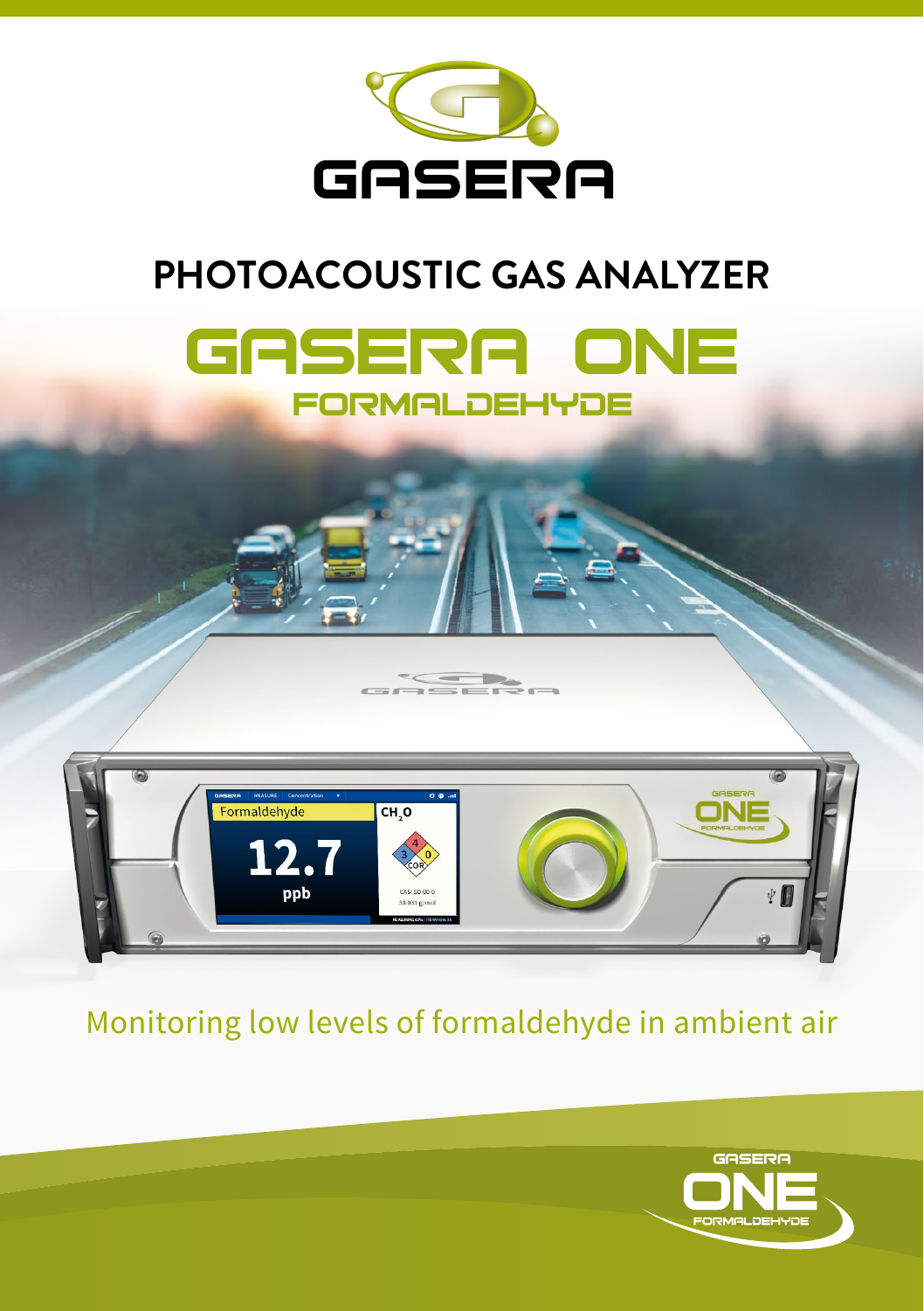# GASERA

## PHOTOACOUSTIC GAS ANALYZER

# GASERA ONE

## FORMALDEHYDE

Monitoring low levels of formaldehyde in ambient air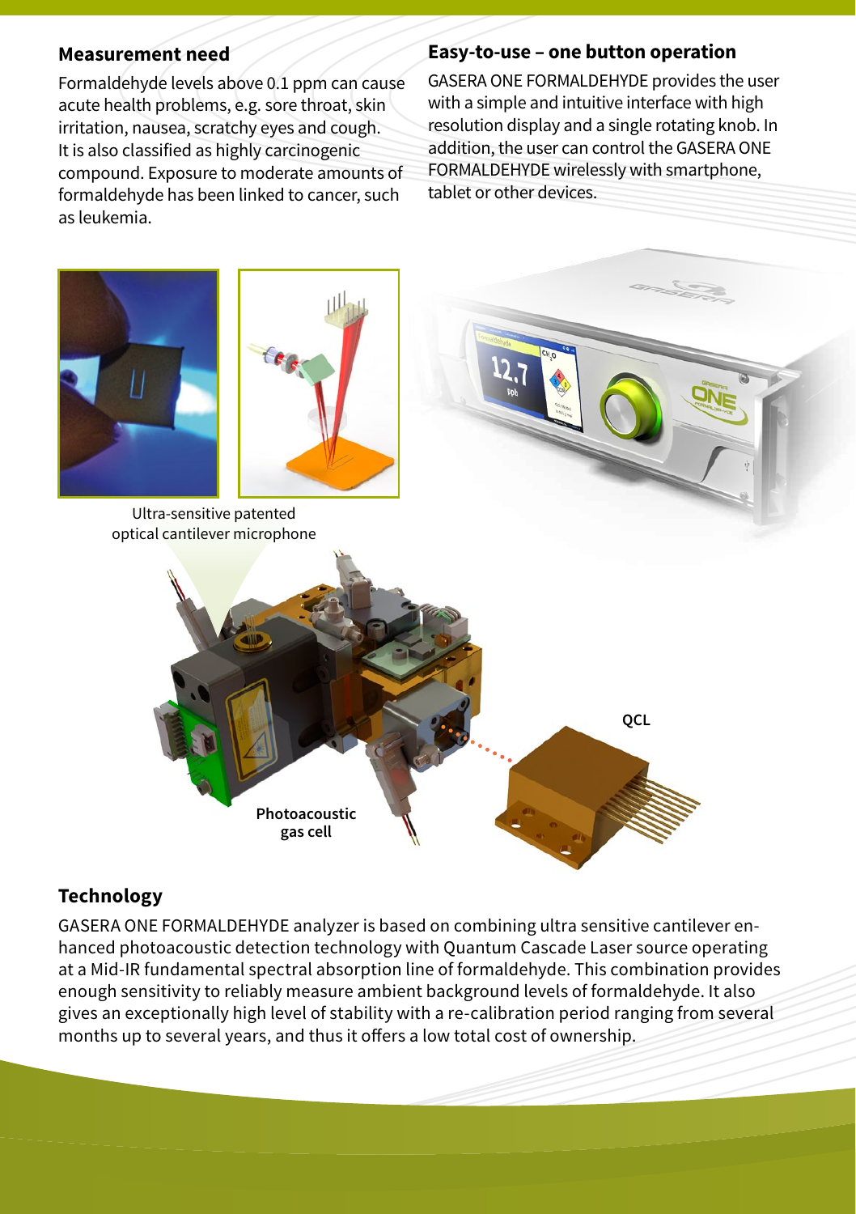## Measurement need

Formaldehyde levels above 0.1 ppm can cause acute health problems, e.g. sore throat, skin irritation, nausea, scratchy eyes and cough. It is also classified as highly carcinogenic compound. Exposure to moderate amounts of formaldehyde has been linked to cancer, such as leukemia.

## Easy-to-use – one button operation

GASERA ONE FORMALDEHYDE provides the user with a simple and intuitive interface with high resolution display and a single rotating knob. In addition, the user can control the GASERA ONE FORMALDEHYDE wirelessly with smartphone, tablet or other devices.

Ultra-sensitive patented optical cantilever microphone

QCL

Photoacoustic gas cell

## Technology

GASERA ONE FORMALDEHYDE analyzer is based on combining ultra sensitive cantilever enhanced photoacoustic detection technology with Quantum Cascade Laser source operating at a Mid-IR fundamental spectral absorption line of formaldehyde. This combination provides enough sensitivity to reliably measure ambient background levels of formaldehyde. It also gives an exceptionally high level of stability with a re-calibration period ranging from several months up to several years, and thus it offers a low total cost of ownership.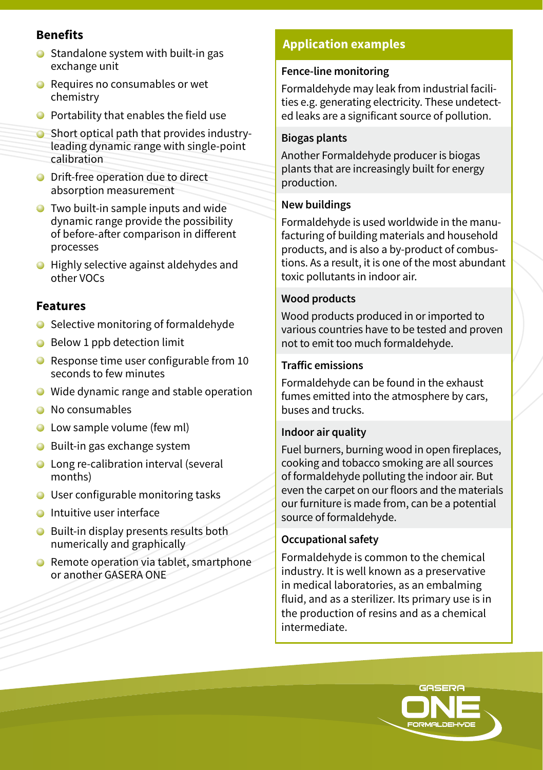## Benefits

- Standalone system with built-in gas exchange unit
- Requires no consumables or wet chemistry
- Portability that enables the field use
- Short optical path that provides industry-leading dynamic range with single-point calibration
- Drift-free operation due to direct absorption measurement
- Two built-in sample inputs and wide dynamic range provide the possibility of before-after comparison in different processes
- Highly selective against aldehydes and other VOCs

## Features

- Selective monitoring of formaldehyde
- Below 1 ppb detection limit
- Response time user configurable from 10 seconds to few minutes
- Wide dynamic range and stable operation
- No consumables
- Low sample volume (few ml)
- Built-in gas exchange system
- Long re-calibration interval (several months)
- User configurable monitoring tasks
- Intuitive user interface
- Built-in display presents results both numerically and graphically
- Remote operation via tablet, smartphone or another GASERA ONE

## Application examples

### Fence-line monitoring

Formaldehyde may leak from industrial facilities e.g. generating electricity. These undetected leaks are a significant source of pollution.

### Biogas plants

Another Formaldehyde producer is biogas plants that are increasingly built for energy production.

### New buildings

Formaldehyde is used worldwide in the manufacturing of building materials and household products, and is also a by-product of combustions. As a result, it is one of the most abundant toxic pollutants in indoor air.

### Wood products

Wood products produced in or imported to various countries have to be tested and proven not to emit too much formaldehyde.

### Traffic emissions

Formaldehyde can be found in the exhaust fumes emitted into the atmosphere by cars, buses and trucks.

### Indoor air quality

Fuel burners, burning wood in open fireplaces, cooking and tobacco smoking are all sources of formaldehyde polluting the indoor air. But even the carpet on our floors and the materials our furniture is made from, can be a potential source of formaldehyde.

### Occupational safety

Formaldehyde is common to the chemical industry. It is well known as a preservative in medical laboratories, as an embalming fluid, and as a sterilizer. Its primary use is in the production of resins and as a chemical intermediate.

GASERA ONE FORMALDEHYDE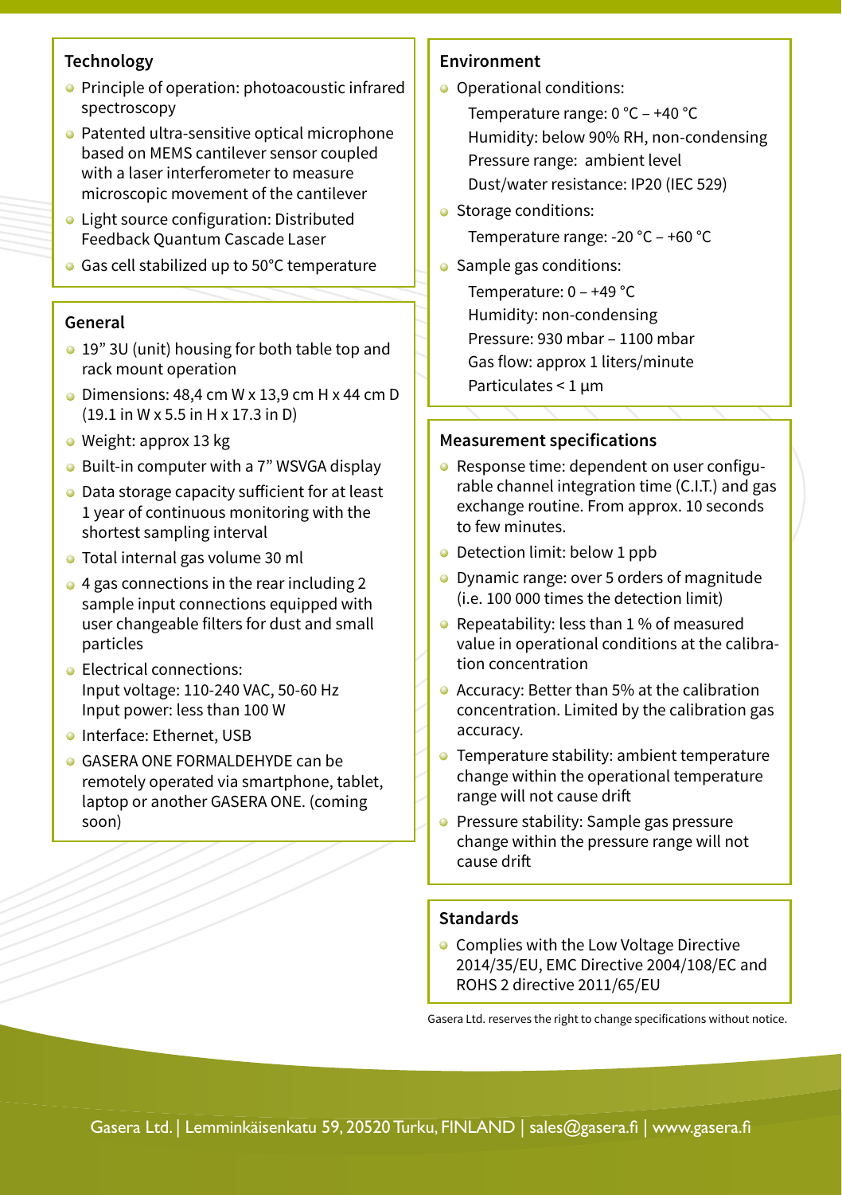## Technology

- Principle of operation: photoacoustic infrared spectroscopy
- Patented ultra-sensitive optical microphone based on MEMS cantilever sensor coupled with a laser interferometer to measure microscopic movement of the cantilever
- Light source configuration: Distributed Feedback Quantum Cascade Laser
- Gas cell stabilized up to 50°C temperature

## General

- 19” 3U (unit) housing for both table top and rack mount operation
- Dimensions: 48,4 cm W x 13,9 cm H x 44 cm D (19.1 in W x 5.5 in H x 17.3 in D)
- Weight: approx 13 kg
- Built-in computer with a 7” WSVGA display
- Data storage capacity sufficient for at least 1 year of continuous monitoring with the shortest sampling interval
- Total internal gas volume 30 ml
- 4 gas connections in the rear including 2 sample input connections equipped with user changeable filters for dust and small particles
- Electrical connections:
  Input voltage: 110-240 VAC, 50-60 Hz
  Input power: less than 100 W
- Interface: Ethernet, USB
- GASERA ONE FORMALDEHYDE can be remotely operated via smartphone, tablet, laptop or another GASERA ONE. (coming soon)

## Environment

- Operational conditions:
  Temperature range: 0 °C – +40 °C
  Humidity: below 90% RH, non-condensing
  Pressure range: ambient level
  Dust/water resistance: IP20 (IEC 529)
- Storage conditions:
  Temperature range: -20 °C – +60 °C
- Sample gas conditions:
  Temperature: 0 – +49 °C
  Humidity: non-condensing
  Pressure: 930 mbar – 1100 mbar
  Gas flow: approx 1 liters/minute
  Particulates < 1 µm

## Measurement specifications

- Response time: dependent on user configurable channel integration time (C.I.T.) and gas exchange routine. From approx. 10 seconds to few minutes.
- Detection limit: below 1 ppb
- Dynamic range: over 5 orders of magnitude (i.e. 100 000 times the detection limit)
- Repeatability: less than 1 % of measured value in operational conditions at the calibration concentration
- Accuracy: Better than 5% at the calibration concentration. Limited by the calibration gas accuracy.
- Temperature stability: ambient temperature change within the operational temperature range will not cause drift
- Pressure stability: Sample gas pressure change within the pressure range will not cause drift

## Standards

- Complies with the Low Voltage Directive 2014/35/EU, EMC Directive 2004/108/EC and ROHS 2 directive 2011/65/EU

Gasera Ltd. reserves the right to change specifications without notice.

Gasera Ltd. | Lemminkäisenkatu 59, 20520 Turku, FINLAND | sales@gasera.fi | www.gasera.fi